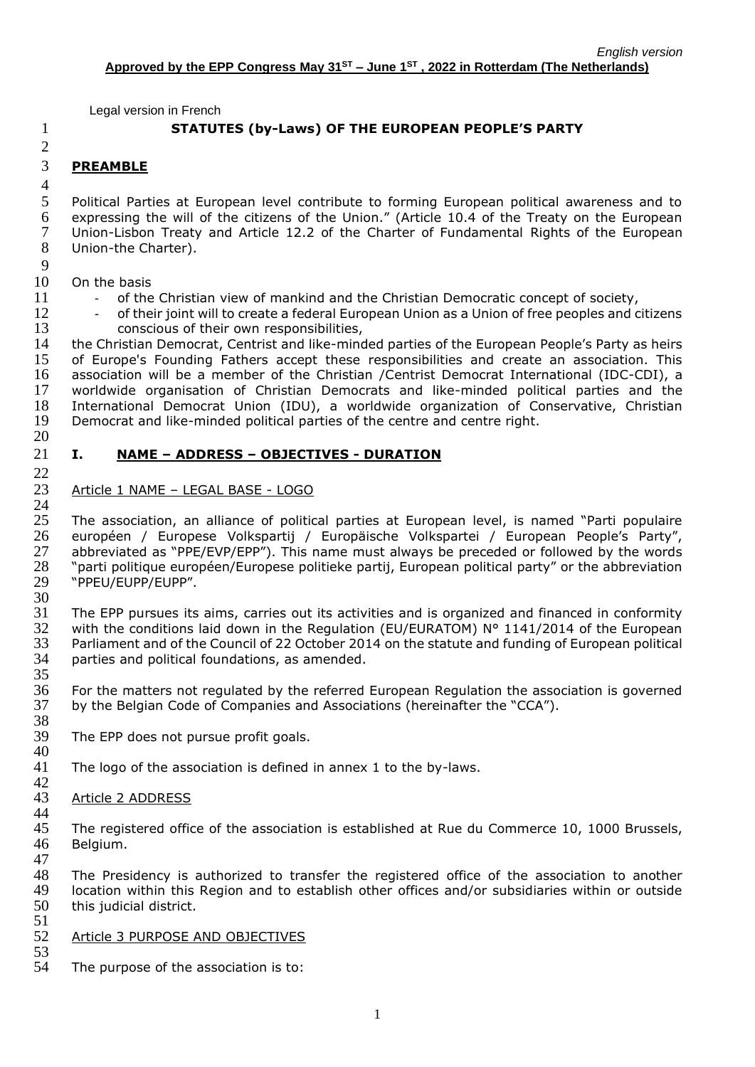*English version*

**Approved by the EPP Congress May 31ST – June 1ST , 2022 in Rotterdam (The Netherlands)**

Legal version in French

# STATUTES (by-Laws) OF THE EUROPEAN PEOPLE'S PARTY

## PREAMBLE

Political Parties at European level contribute to forming European political awareness and to expressing the will of the citizens of the Union." (Article 10.4 of the Treaty on the European Union-Lisbon Treaty and Article 12.2 of the Charter of Fundamental Rights of the European Union-the Charter).

On the basis

- of the Christian view of mankind and the Christian Democratic concept of society,
- of their joint will to create a federal European Union as a Union of free peoples and citizens conscious of their own responsibilities,

the Christian Democrat, Centrist and like-minded parties of the European People's Party as heirs of Europe's Founding Fathers accept these responsibilities and create an association. This association will be a member of the Christian /Centrist Democrat International (IDC-CDI), a worldwide organisation of Christian Democrats and like-minded political parties and the International Democrat Union (IDU), a worldwide organization of Conservative, Christian Democrat and like-minded political parties of the centre and centre right.

## I. NAME – ADDRESS – OBJECTIVES - DURATION

### Article 1 NAME – LEGAL BASE - LOGO

The association, an alliance of political parties at European level, is named "Parti populaire européen / Europese Volkspartij / Europäische Volkspartei / European People's Party", abbreviated as "PPE/EVP/EPP"). This name must always be preceded or followed by the words "parti politique européen/Europese politieke partij, European political party" or the abbreviation "PPEU/EUPP/EUPP".

The EPP pursues its aims, carries out its activities and is organized and financed in conformity with the conditions laid down in the Regulation (EU/EURATOM) N° 1141/2014 of the European Parliament and of the Council of 22 October 2014 on the statute and funding of European political parties and political foundations, as amended.

For the matters not regulated by the referred European Regulation the association is governed by the Belgian Code of Companies and Associations (hereinafter the "CCA").

The EPP does not pursue profit goals.

The logo of the association is defined in annex 1 to the by-laws.

### Article 2 ADDRESS

The registered office of the association is established at Rue du Commerce 10, 1000 Brussels, Belgium.

The Presidency is authorized to transfer the registered office of the association to another location within this Region and to establish other offices and/or subsidiaries within or outside this judicial district.

### Article 3 PURPOSE AND OBJECTIVES

The purpose of the association is to: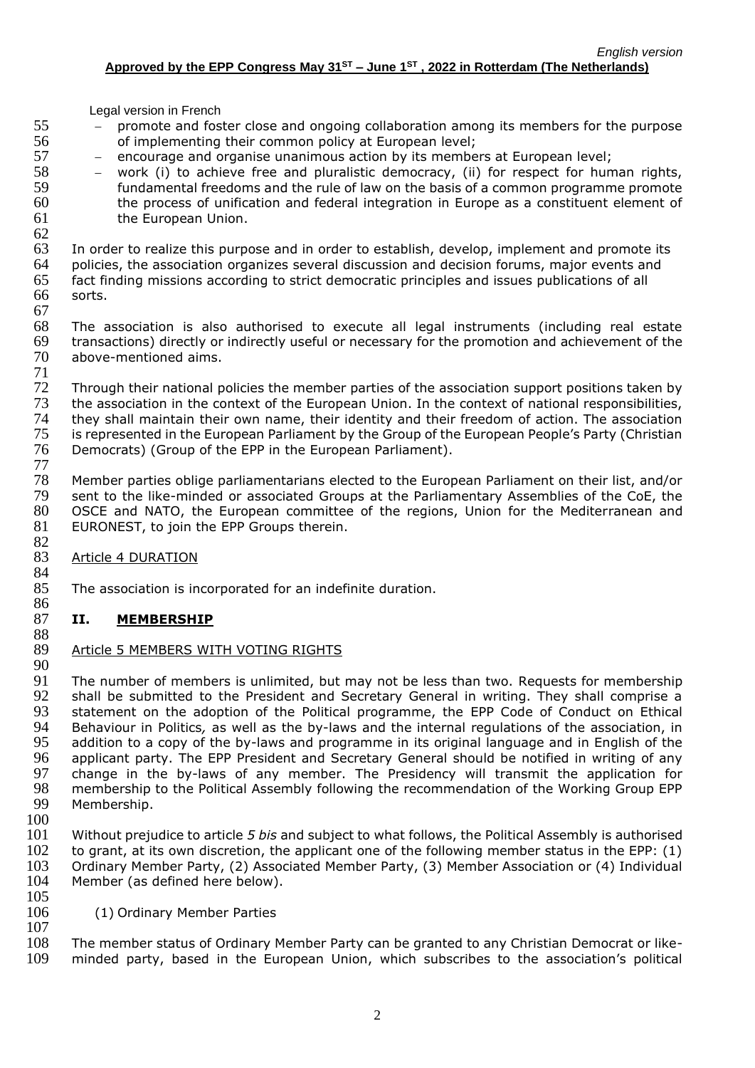Legal version in French

- promote and foster close and ongoing collaboration among its members for the purpose of implementing their common policy at European level;
- encourage and organise unanimous action by its members at European level;
- work (i) to achieve free and pluralistic democracy, (ii) for respect for human rights, fundamental freedoms and the rule of law on the basis of a common programme promote the process of unification and federal integration in Europe as a constituent element of the European Union.

In order to realize this purpose and in order to establish, develop, implement and promote its policies, the association organizes several discussion and decision forums, major events and fact finding missions according to strict democratic principles and issues publications of all sorts.

The association is also authorised to execute all legal instruments (including real estate transactions) directly or indirectly useful or necessary for the promotion and achievement of the above-mentioned aims.

Through their national policies the member parties of the association support positions taken by the association in the context of the European Union. In the context of national responsibilities, they shall maintain their own name, their identity and their freedom of action. The association is represented in the European Parliament by the Group of the European People's Party (Christian Democrats) (Group of the EPP in the European Parliament).

Member parties oblige parliamentarians elected to the European Parliament on their list, and/or sent to the like-minded or associated Groups at the Parliamentary Assemblies of the CoE, the OSCE and NATO, the European committee of the regions, Union for the Mediterranean and EURONEST, to join the EPP Groups therein.

Article 4 DURATION

The association is incorporated for an indefinite duration.

## II. MEMBERSHIP

Article 5 MEMBERS WITH VOTING RIGHTS

The number of members is unlimited, but may not be less than two. Requests for membership shall be submitted to the President and Secretary General in writing. They shall comprise a statement on the adoption of the Political programme, the EPP Code of Conduct on Ethical Behaviour in Politics*,* as well as the by-laws and the internal regulations of the association, in addition to a copy of the by-laws and programme in its original language and in English of the applicant party. The EPP President and Secretary General should be notified in writing of any change in the by-laws of any member. The Presidency will transmit the application for membership to the Political Assembly following the recommendation of the Working Group EPP Membership.

Without prejudice to article *5 bis* and subject to what follows, the Political Assembly is authorised to grant, at its own discretion, the applicant one of the following member status in the EPP: (1) Ordinary Member Party, (2) Associated Member Party, (3) Member Association or (4) Individual Member (as defined here below).

(1) Ordinary Member Parties

The member status of Ordinary Member Party can be granted to any Christian Democrat or like-minded party, based in the European Union, which subscribes to the association's political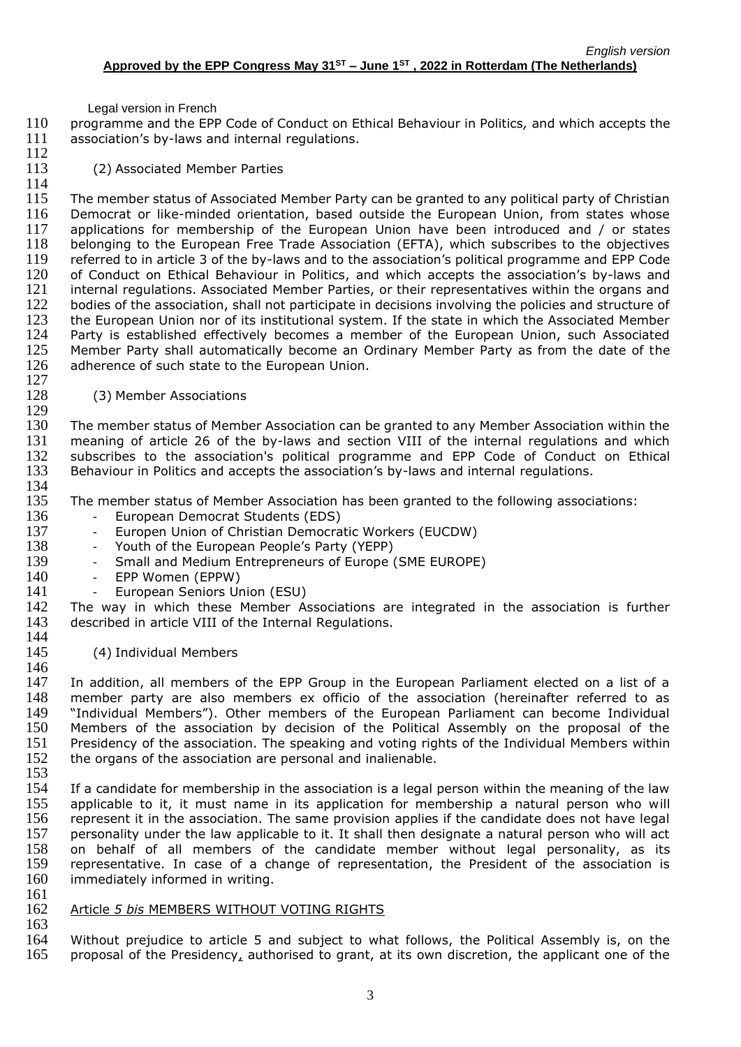programme and the EPP Code of Conduct on Ethical Behaviour in Politics, and which accepts the association's by-laws and internal regulations.

(2) Associated Member Parties

The member status of Associated Member Party can be granted to any political party of Christian Democrat or like-minded orientation, based outside the European Union, from states whose applications for membership of the European Union have been introduced and / or states belonging to the European Free Trade Association (EFTA), which subscribes to the objectives referred to in article 3 of the by-laws and to the association's political programme and EPP Code of Conduct on Ethical Behaviour in Politics, and which accepts the association's by-laws and internal regulations. Associated Member Parties, or their representatives within the organs and bodies of the association, shall not participate in decisions involving the policies and structure of the European Union nor of its institutional system. If the state in which the Associated Member Party is established effectively becomes a member of the European Union, such Associated Member Party shall automatically become an Ordinary Member Party as from the date of the adherence of such state to the European Union.

(3) Member Associations

The member status of Member Association can be granted to any Member Association within the meaning of article 26 of the by-laws and section VIII of the internal regulations and which subscribes to the association's political programme and EPP Code of Conduct on Ethical Behaviour in Politics and accepts the association's by-laws and internal regulations.

The member status of Member Association has been granted to the following associations:

- European Democrat Students (EDS)
- Europen Union of Christian Democratic Workers (EUCDW)
- Youth of the European People's Party (YEPP)
- Small and Medium Entrepreneurs of Europe (SME EUROPE)
- EPP Women (EPPW)
- European Seniors Union (ESU)

The way in which these Member Associations are integrated in the association is further described in article VIII of the Internal Regulations.

(4) Individual Members

In addition, all members of the EPP Group in the European Parliament elected on a list of a member party are also members ex officio of the association (hereinafter referred to as "Individual Members"). Other members of the European Parliament can become Individual Members of the association by decision of the Political Assembly on the proposal of the Presidency of the association. The speaking and voting rights of the Individual Members within the organs of the association are personal and inalienable.

If a candidate for membership in the association is a legal person within the meaning of the law applicable to it, it must name in its application for membership a natural person who will represent it in the association. The same provision applies if the candidate does not have legal personality under the law applicable to it. It shall then designate a natural person who will act on behalf of all members of the candidate member without legal personality, as its representative. In case of a change of representation, the President of the association is immediately informed in writing.

Article *5 bis* MEMBERS WITHOUT VOTING RIGHTS

Without prejudice to article 5 and subject to what follows, the Political Assembly is, on the proposal of the Presidency, authorised to grant, at its own discretion, the applicant one of the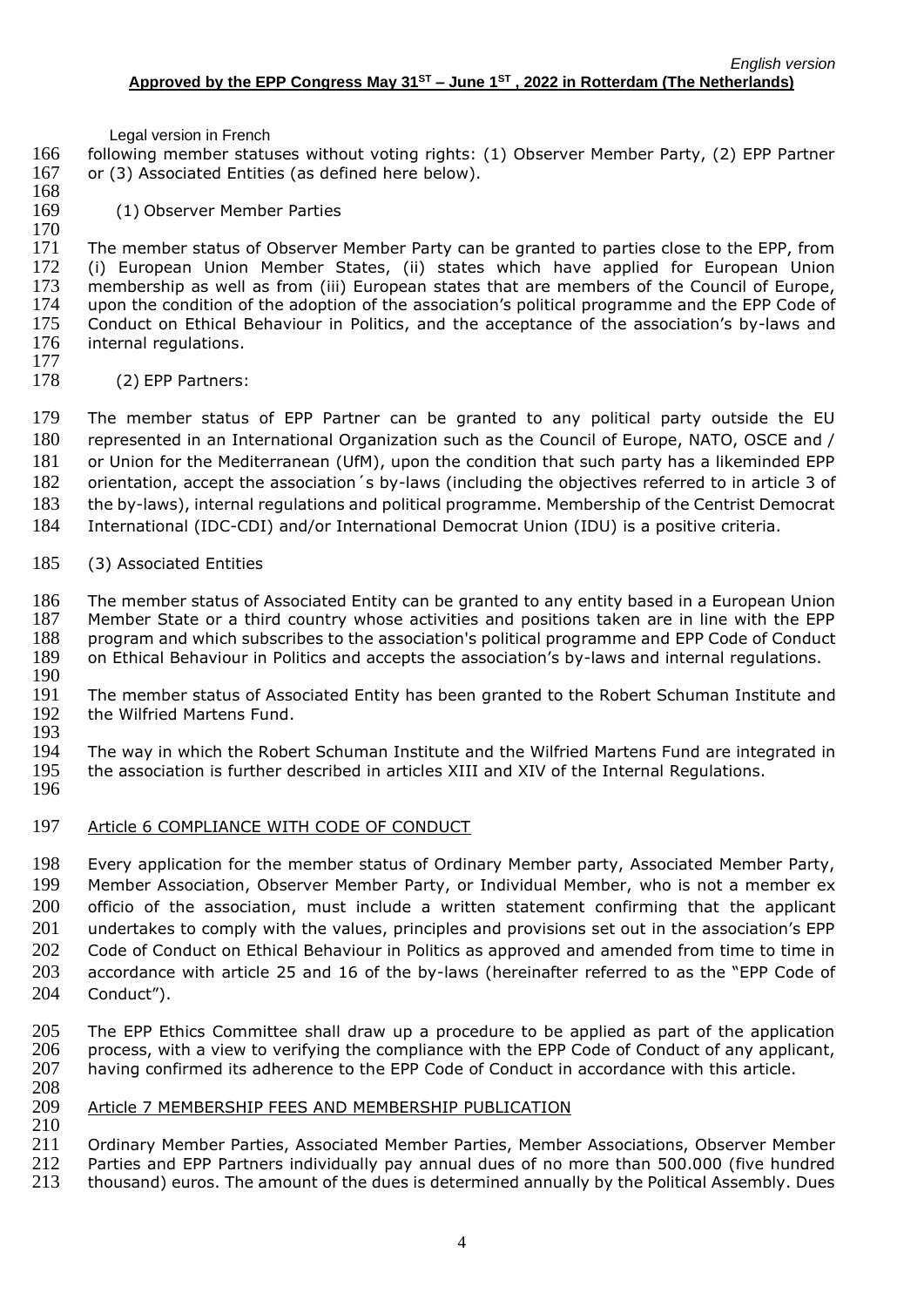following member statuses without voting rights: (1) Observer Member Party, (2) EPP Partner or (3) Associated Entities (as defined here below).

(1) Observer Member Parties

The member status of Observer Member Party can be granted to parties close to the EPP, from (i) European Union Member States, (ii) states which have applied for European Union membership as well as from (iii) European states that are members of the Council of Europe, upon the condition of the adoption of the association's political programme and the EPP Code of Conduct on Ethical Behaviour in Politics, and the acceptance of the association's by-laws and internal regulations.

(2) EPP Partners:

The member status of EPP Partner can be granted to any political party outside the EU represented in an International Organization such as the Council of Europe, NATO, OSCE and / or Union for the Mediterranean (UfM), upon the condition that such party has a likeminded EPP orientation, accept the association´s by-laws (including the objectives referred to in article 3 of the by-laws), internal regulations and political programme. Membership of the Centrist Democrat International (IDC-CDI) and/or International Democrat Union (IDU) is a positive criteria.

(3) Associated Entities

The member status of Associated Entity can be granted to any entity based in a European Union Member State or a third country whose activities and positions taken are in line with the EPP program and which subscribes to the association's political programme and EPP Code of Conduct on Ethical Behaviour in Politics and accepts the association's by-laws and internal regulations.

The member status of Associated Entity has been granted to the Robert Schuman Institute and the Wilfried Martens Fund.

The way in which the Robert Schuman Institute and the Wilfried Martens Fund are integrated in the association is further described in articles XIII and XIV of the Internal Regulations.

## Article 6 COMPLIANCE WITH CODE OF CONDUCT

Every application for the member status of Ordinary Member party, Associated Member Party, Member Association, Observer Member Party, or Individual Member, who is not a member ex officio of the association, must include a written statement confirming that the applicant undertakes to comply with the values, principles and provisions set out in the association's EPP Code of Conduct on Ethical Behaviour in Politics as approved and amended from time to time in accordance with article 25 and 16 of the by-laws (hereinafter referred to as the "EPP Code of Conduct").

The EPP Ethics Committee shall draw up a procedure to be applied as part of the application process, with a view to verifying the compliance with the EPP Code of Conduct of any applicant, having confirmed its adherence to the EPP Code of Conduct in accordance with this article.

## Article 7 MEMBERSHIP FEES AND MEMBERSHIP PUBLICATION

Ordinary Member Parties, Associated Member Parties, Member Associations, Observer Member Parties and EPP Partners individually pay annual dues of no more than 500.000 (five hundred thousand) euros. The amount of the dues is determined annually by the Political Assembly. Dues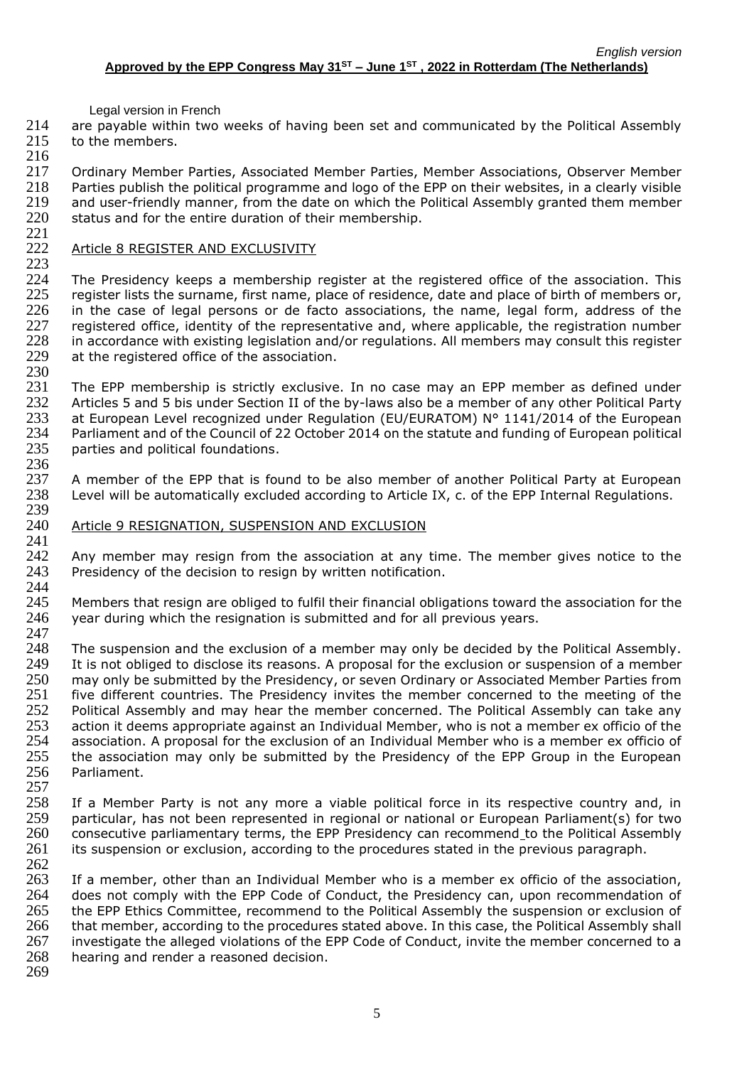are payable within two weeks of having been set and communicated by the Political Assembly to the members.

Ordinary Member Parties, Associated Member Parties, Member Associations, Observer Member Parties publish the political programme and logo of the EPP on their websites, in a clearly visible and user-friendly manner, from the date on which the Political Assembly granted them member status and for the entire duration of their membership.

## Article 8 REGISTER AND EXCLUSIVITY

The Presidency keeps a membership register at the registered office of the association. This register lists the surname, first name, place of residence, date and place of birth of members or, in the case of legal persons or de facto associations, the name, legal form, address of the registered office, identity of the representative and, where applicable, the registration number in accordance with existing legislation and/or regulations. All members may consult this register at the registered office of the association.

The EPP membership is strictly exclusive. In no case may an EPP member as defined under Articles 5 and 5 bis under Section II of the by-laws also be a member of any other Political Party at European Level recognized under Regulation (EU/EURATOM) N° 1141/2014 of the European Parliament and of the Council of 22 October 2014 on the statute and funding of European political parties and political foundations.

A member of the EPP that is found to be also member of another Political Party at European Level will be automatically excluded according to Article IX, c. of the EPP Internal Regulations.

## Article 9 RESIGNATION, SUSPENSION AND EXCLUSION

Any member may resign from the association at any time. The member gives notice to the Presidency of the decision to resign by written notification.

Members that resign are obliged to fulfil their financial obligations toward the association for the year during which the resignation is submitted and for all previous years.

The suspension and the exclusion of a member may only be decided by the Political Assembly. It is not obliged to disclose its reasons. A proposal for the exclusion or suspension of a member may only be submitted by the Presidency, or seven Ordinary or Associated Member Parties from five different countries. The Presidency invites the member concerned to the meeting of the Political Assembly and may hear the member concerned. The Political Assembly can take any action it deems appropriate against an Individual Member, who is not a member ex officio of the association. A proposal for the exclusion of an Individual Member who is a member ex officio of the association may only be submitted by the Presidency of the EPP Group in the European Parliament.

If a Member Party is not any more a viable political force in its respective country and, in particular, has not been represented in regional or national or European Parliament(s) for two consecutive parliamentary terms, the EPP Presidency can recommend to the Political Assembly its suspension or exclusion, according to the procedures stated in the previous paragraph.

If a member, other than an Individual Member who is a member ex officio of the association, does not comply with the EPP Code of Conduct, the Presidency can, upon recommendation of the EPP Ethics Committee, recommend to the Political Assembly the suspension or exclusion of that member, according to the procedures stated above. In this case, the Political Assembly shall investigate the alleged violations of the EPP Code of Conduct, invite the member concerned to a hearing and render a reasoned decision.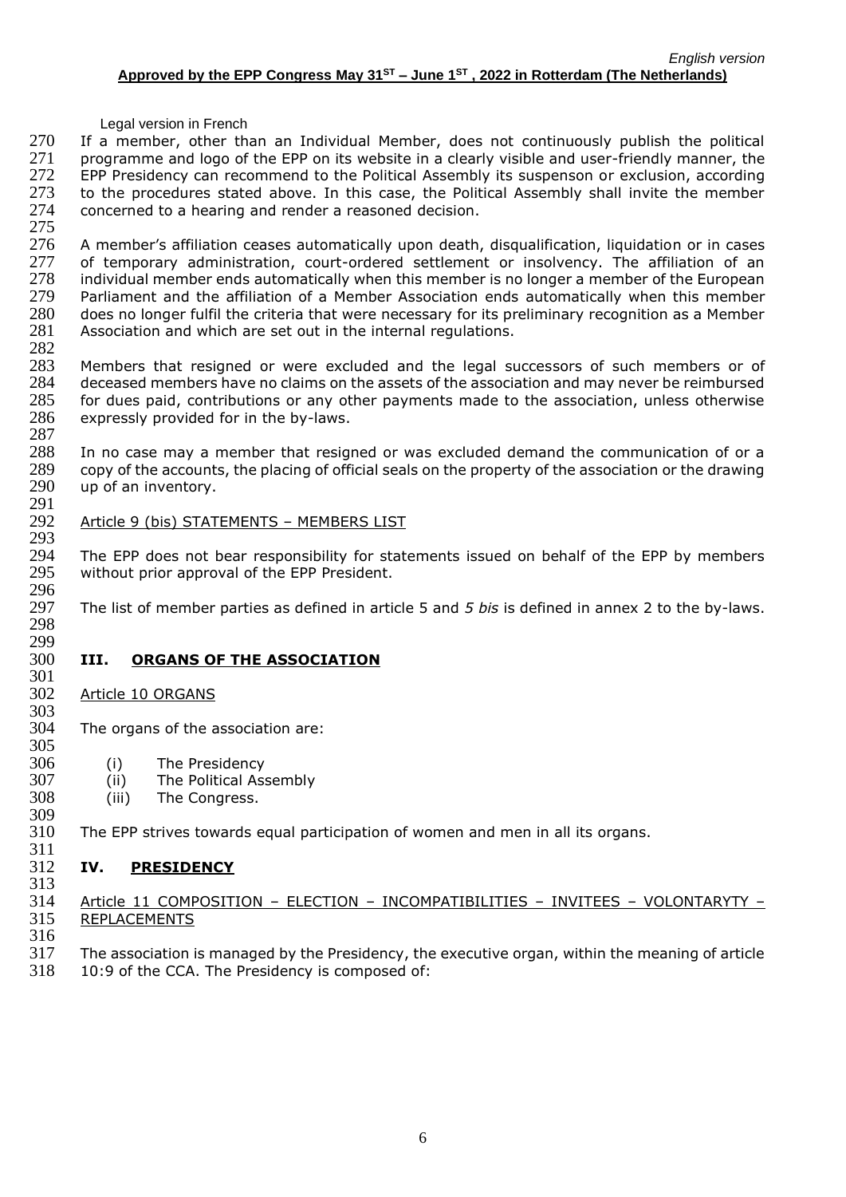If a member, other than an Individual Member, does not continuously publish the political programme and logo of the EPP on its website in a clearly visible and user-friendly manner, the EPP Presidency can recommend to the Political Assembly its suspenson or exclusion, according to the procedures stated above. In this case, the Political Assembly shall invite the member concerned to a hearing and render a reasoned decision.

A member's affiliation ceases automatically upon death, disqualification, liquidation or in cases of temporary administration, court-ordered settlement or insolvency. The affiliation of an individual member ends automatically when this member is no longer a member of the European Parliament and the affiliation of a Member Association ends automatically when this member does no longer fulfil the criteria that were necessary for its preliminary recognition as a Member Association and which are set out in the internal regulations.

Members that resigned or were excluded and the legal successors of such members or of deceased members have no claims on the assets of the association and may never be reimbursed for dues paid, contributions or any other payments made to the association, unless otherwise expressly provided for in the by-laws.

In no case may a member that resigned or was excluded demand the communication of or a copy of the accounts, the placing of official seals on the property of the association or the drawing up of an inventory.

Article 9 (bis) STATEMENTS – MEMBERS LIST

The EPP does not bear responsibility for statements issued on behalf of the EPP by members without prior approval of the EPP President.

The list of member parties as defined in article 5 and *5 bis* is defined in annex 2 to the by-laws.

## III. ORGANS OF THE ASSOCIATION

Article 10 ORGANS

The organs of the association are:

(i) The Presidency
(ii) The Political Assembly
(iii) The Congress.

The EPP strives towards equal participation of women and men in all its organs.

## IV. PRESIDENCY

Article 11 COMPOSITION – ELECTION – INCOMPATIBILITIES – INVITEES – VOLONTARYTY – REPLACEMENTS

The association is managed by the Presidency, the executive organ, within the meaning of article 10:9 of the CCA. The Presidency is composed of: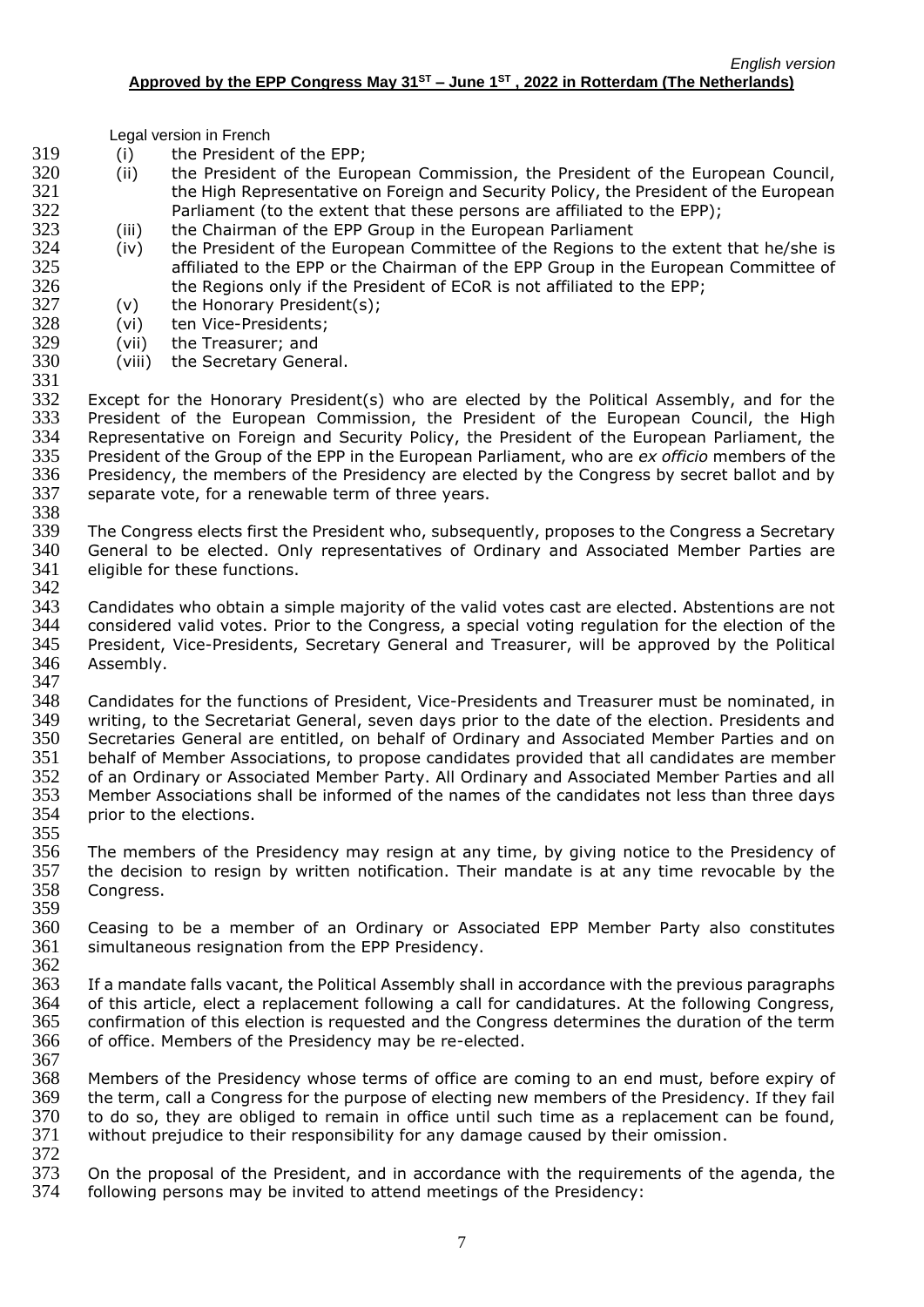- (i) the President of the EPP;
- (ii) the President of the European Commission, the President of the European Council, the High Representative on Foreign and Security Policy, the President of the European Parliament (to the extent that these persons are affiliated to the EPP);
- (iii) the Chairman of the EPP Group in the European Parliament
- (iv) the President of the European Committee of the Regions to the extent that he/she is affiliated to the EPP or the Chairman of the EPP Group in the European Committee of the Regions only if the President of ECoR is not affiliated to the EPP;
- (v) the Honorary President(s);
- (vi) ten Vice-Presidents;
- (vii) the Treasurer; and
- (viii) the Secretary General.

Except for the Honorary President(s) who are elected by the Political Assembly, and for the President of the European Commission, the President of the European Council, the High Representative on Foreign and Security Policy, the President of the European Parliament, the President of the Group of the EPP in the European Parliament, who are *ex officio* members of the Presidency, the members of the Presidency are elected by the Congress by secret ballot and by separate vote, for a renewable term of three years.

The Congress elects first the President who, subsequently, proposes to the Congress a Secretary General to be elected. Only representatives of Ordinary and Associated Member Parties are eligible for these functions.

Candidates who obtain a simple majority of the valid votes cast are elected. Abstentions are not considered valid votes. Prior to the Congress, a special voting regulation for the election of the President, Vice-Presidents, Secretary General and Treasurer, will be approved by the Political Assembly.

Candidates for the functions of President, Vice-Presidents and Treasurer must be nominated, in writing, to the Secretariat General, seven days prior to the date of the election. Presidents and Secretaries General are entitled, on behalf of Ordinary and Associated Member Parties and on behalf of Member Associations, to propose candidates provided that all candidates are member of an Ordinary or Associated Member Party. All Ordinary and Associated Member Parties and all Member Associations shall be informed of the names of the candidates not less than three days prior to the elections.

The members of the Presidency may resign at any time, by giving notice to the Presidency of the decision to resign by written notification. Their mandate is at any time revocable by the Congress.

Ceasing to be a member of an Ordinary or Associated EPP Member Party also constitutes simultaneous resignation from the EPP Presidency.

If a mandate falls vacant, the Political Assembly shall in accordance with the previous paragraphs of this article, elect a replacement following a call for candidatures. At the following Congress, confirmation of this election is requested and the Congress determines the duration of the term of office. Members of the Presidency may be re-elected.

Members of the Presidency whose terms of office are coming to an end must, before expiry of the term, call a Congress for the purpose of electing new members of the Presidency. If they fail to do so, they are obliged to remain in office until such time as a replacement can be found, without prejudice to their responsibility for any damage caused by their omission.

On the proposal of the President, and in accordance with the requirements of the agenda, the following persons may be invited to attend meetings of the Presidency: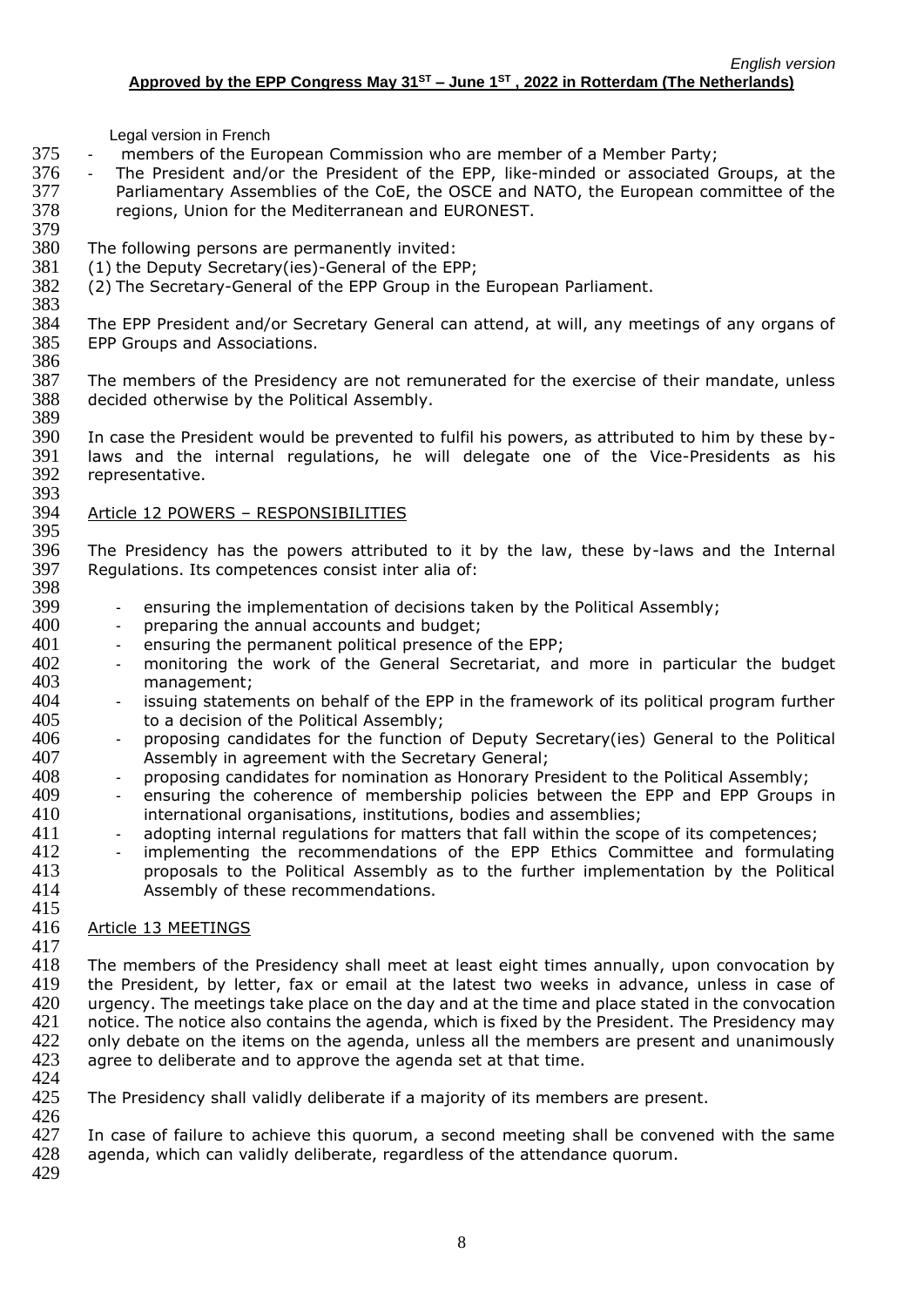- members of the European Commission who are member of a Member Party;
- The President and/or the President of the EPP, like-minded or associated Groups, at the Parliamentary Assemblies of the CoE, the OSCE and NATO, the European committee of the regions, Union for the Mediterranean and EURONEST.

The following persons are permanently invited:
(1) the Deputy Secretary(ies)-General of the EPP;
(2) The Secretary-General of the EPP Group in the European Parliament.

The EPP President and/or Secretary General can attend, at will, any meetings of any organs of EPP Groups and Associations.

The members of the Presidency are not remunerated for the exercise of their mandate, unless decided otherwise by the Political Assembly.

In case the President would be prevented to fulfil his powers, as attributed to him by these by-laws and the internal regulations, he will delegate one of the Vice-Presidents as his representative.

## Article 12 POWERS – RESPONSIBILITIES

The Presidency has the powers attributed to it by the law, these by-laws and the Internal Regulations. Its competences consist inter alia of:

- ensuring the implementation of decisions taken by the Political Assembly;
- preparing the annual accounts and budget;
- ensuring the permanent political presence of the EPP;
- monitoring the work of the General Secretariat, and more in particular the budget management;
- issuing statements on behalf of the EPP in the framework of its political program further to a decision of the Political Assembly;
- proposing candidates for the function of Deputy Secretary(ies) General to the Political Assembly in agreement with the Secretary General;
- proposing candidates for nomination as Honorary President to the Political Assembly;
- ensuring the coherence of membership policies between the EPP and EPP Groups in international organisations, institutions, bodies and assemblies;
- adopting internal regulations for matters that fall within the scope of its competences;
- implementing the recommendations of the EPP Ethics Committee and formulating proposals to the Political Assembly as to the further implementation by the Political Assembly of these recommendations.

## Article 13 MEETINGS

The members of the Presidency shall meet at least eight times annually, upon convocation by the President, by letter, fax or email at the latest two weeks in advance, unless in case of urgency. The meetings take place on the day and at the time and place stated in the convocation notice. The notice also contains the agenda, which is fixed by the President. The Presidency may only debate on the items on the agenda, unless all the members are present and unanimously agree to deliberate and to approve the agenda set at that time.

The Presidency shall validly deliberate if a majority of its members are present.

In case of failure to achieve this quorum, a second meeting shall be convened with the same agenda, which can validly deliberate, regardless of the attendance quorum.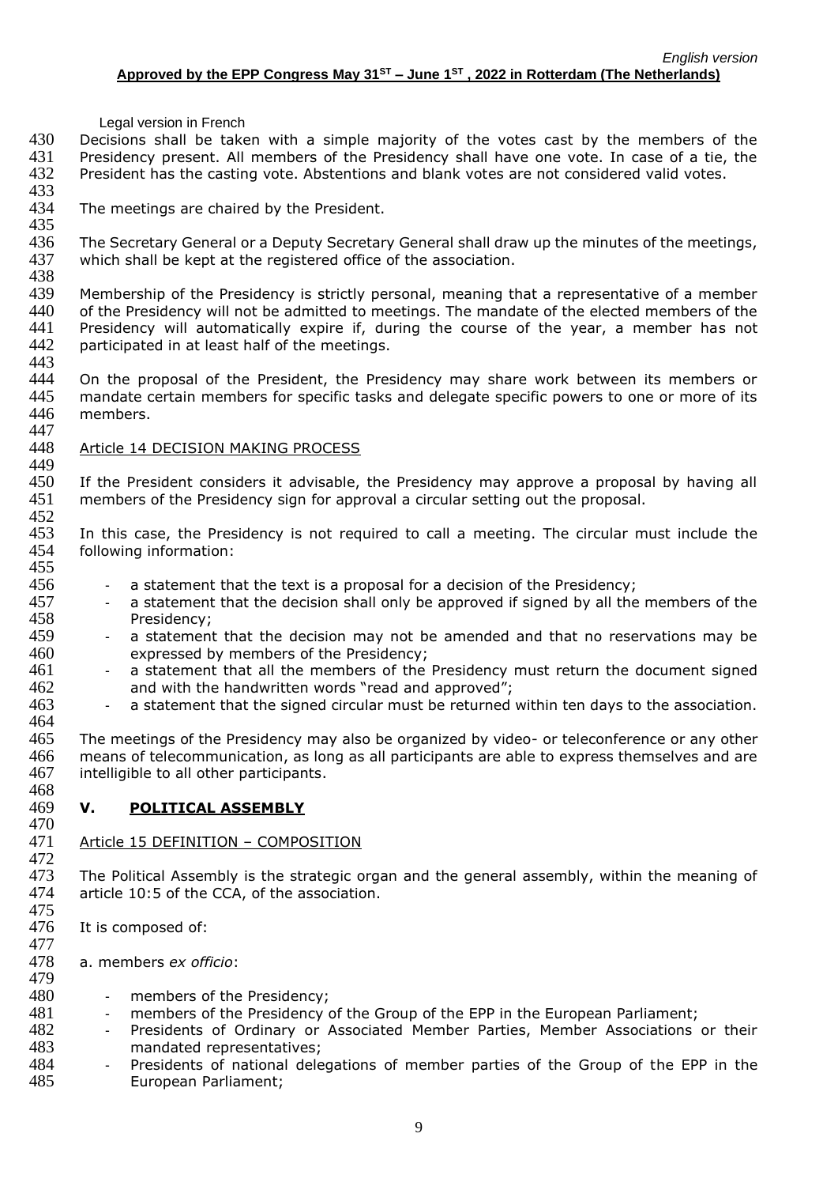Decisions shall be taken with a simple majority of the votes cast by the members of the Presidency present. All members of the Presidency shall have one vote. In case of a tie, the President has the casting vote. Abstentions and blank votes are not considered valid votes.

The meetings are chaired by the President.

The Secretary General or a Deputy Secretary General shall draw up the minutes of the meetings, which shall be kept at the registered office of the association.

Membership of the Presidency is strictly personal, meaning that a representative of a member of the Presidency will not be admitted to meetings. The mandate of the elected members of the Presidency will automatically expire if, during the course of the year, a member has not participated in at least half of the meetings.

On the proposal of the President, the Presidency may share work between its members or mandate certain members for specific tasks and delegate specific powers to one or more of its members.

Article 14 DECISION MAKING PROCESS

If the President considers it advisable, the Presidency may approve a proposal by having all members of the Presidency sign for approval a circular setting out the proposal.

In this case, the Presidency is not required to call a meeting. The circular must include the following information:

- a statement that the text is a proposal for a decision of the Presidency;
- a statement that the decision shall only be approved if signed by all the members of the Presidency;
- a statement that the decision may not be amended and that no reservations may be expressed by members of the Presidency;
- a statement that all the members of the Presidency must return the document signed and with the handwritten words "read and approved";
- a statement that the signed circular must be returned within ten days to the association.

The meetings of the Presidency may also be organized by video- or teleconference or any other means of telecommunication, as long as all participants are able to express themselves and are intelligible to all other participants.

## V. POLITICAL ASSEMBLY

Article 15 DEFINITION – COMPOSITION

The Political Assembly is the strategic organ and the general assembly, within the meaning of article 10:5 of the CCA, of the association.

It is composed of:

a. members *ex officio*:

- members of the Presidency;
- members of the Presidency of the Group of the EPP in the European Parliament;
- Presidents of Ordinary or Associated Member Parties, Member Associations or their mandated representatives;
- Presidents of national delegations of member parties of the Group of the EPP in the European Parliament;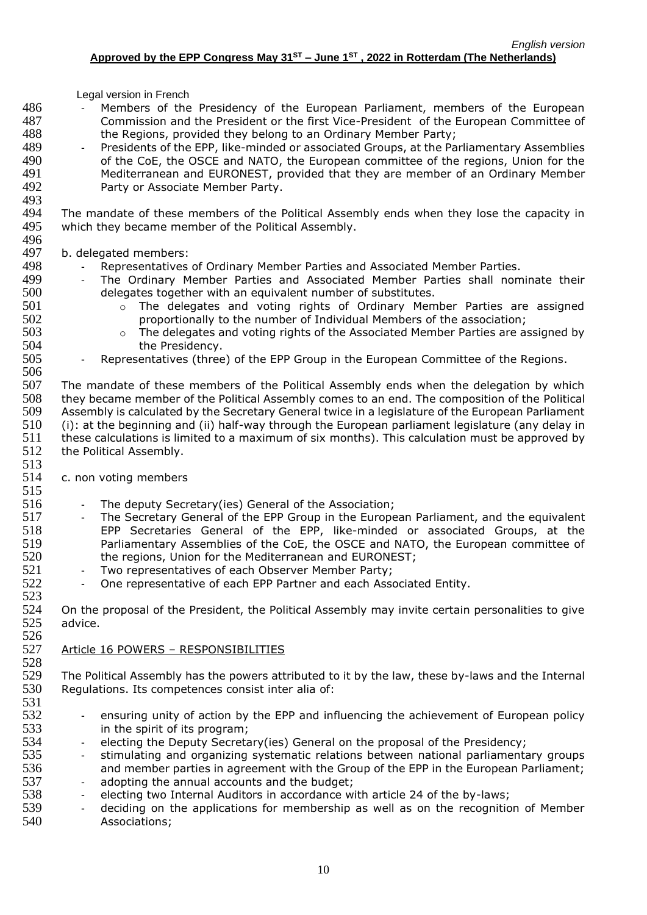- Members of the Presidency of the European Parliament, members of the European Commission and the President or the first Vice-President of the European Committee of the Regions, provided they belong to an Ordinary Member Party;
- Presidents of the EPP, like-minded or associated Groups, at the Parliamentary Assemblies of the CoE, the OSCE and NATO, the European committee of the regions, Union for the Mediterranean and EURONEST, provided that they are member of an Ordinary Member Party or Associate Member Party.

The mandate of these members of the Political Assembly ends when they lose the capacity in which they became member of the Political Assembly.

b. delegated members:

- Representatives of Ordinary Member Parties and Associated Member Parties.
- The Ordinary Member Parties and Associated Member Parties shall nominate their delegates together with an equivalent number of substitutes.
  - The delegates and voting rights of Ordinary Member Parties are assigned proportionally to the number of Individual Members of the association;
  - The delegates and voting rights of the Associated Member Parties are assigned by the Presidency.
- Representatives (three) of the EPP Group in the European Committee of the Regions.

The mandate of these members of the Political Assembly ends when the delegation by which they became member of the Political Assembly comes to an end. The composition of the Political Assembly is calculated by the Secretary General twice in a legislature of the European Parliament (i): at the beginning and (ii) half-way through the European parliament legislature (any delay in these calculations is limited to a maximum of six months). This calculation must be approved by the Political Assembly.

c. non voting members

- The deputy Secretary(ies) General of the Association;
- The Secretary General of the EPP Group in the European Parliament, and the equivalent EPP Secretaries General of the EPP, like-minded or associated Groups, at the Parliamentary Assemblies of the CoE, the OSCE and NATO, the European committee of the regions, Union for the Mediterranean and EURONEST;
- Two representatives of each Observer Member Party;
- One representative of each EPP Partner and each Associated Entity.

On the proposal of the President, the Political Assembly may invite certain personalities to give advice.

## Article 16 POWERS – RESPONSIBILITIES

The Political Assembly has the powers attributed to it by the law, these by-laws and the Internal Regulations. Its competences consist inter alia of:

- ensuring unity of action by the EPP and influencing the achievement of European policy in the spirit of its program;
- electing the Deputy Secretary(ies) General on the proposal of the Presidency;
- stimulating and organizing systematic relations between national parliamentary groups and member parties in agreement with the Group of the EPP in the European Parliament;
- adopting the annual accounts and the budget;
- electing two Internal Auditors in accordance with article 24 of the by-laws;
- deciding on the applications for membership as well as on the recognition of Member Associations;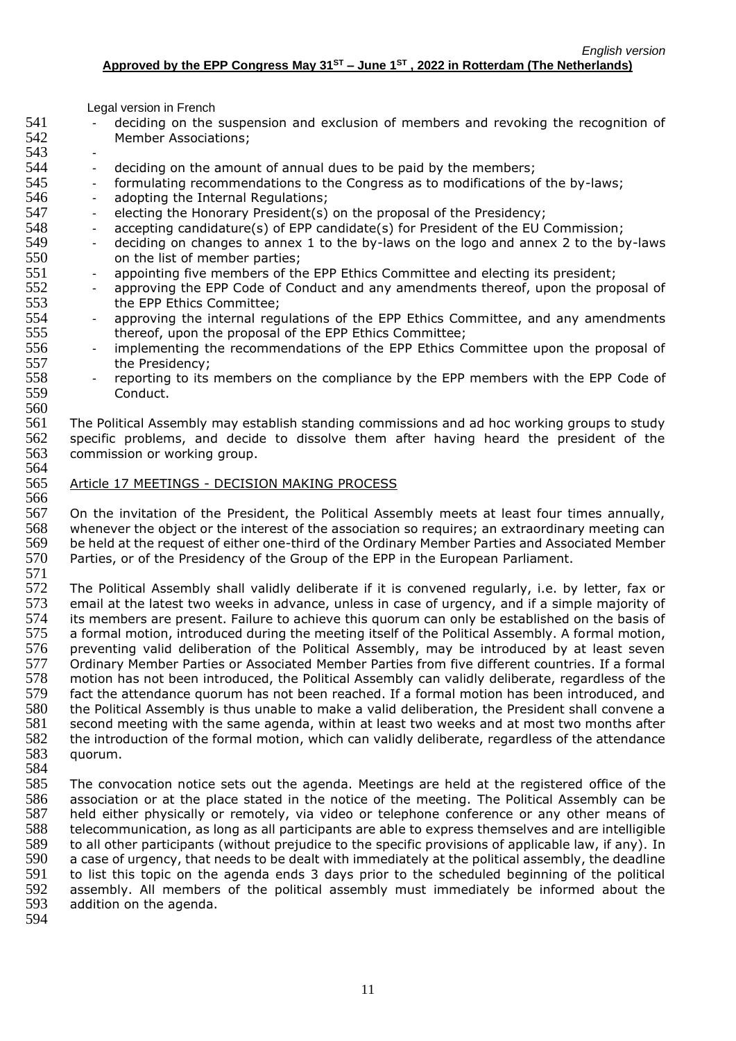- deciding on the suspension and exclusion of members and revoking the recognition of Member Associations;
- 
- deciding on the amount of annual dues to be paid by the members;
- formulating recommendations to the Congress as to modifications of the by-laws;
- adopting the Internal Regulations;
- electing the Honorary President(s) on the proposal of the Presidency;
- accepting candidature(s) of EPP candidate(s) for President of the EU Commission;
- deciding on changes to annex 1 to the by-laws on the logo and annex 2 to the by-laws on the list of member parties;
- appointing five members of the EPP Ethics Committee and electing its president;
- approving the EPP Code of Conduct and any amendments thereof, upon the proposal of the EPP Ethics Committee;
- approving the internal regulations of the EPP Ethics Committee, and any amendments thereof, upon the proposal of the EPP Ethics Committee;
- implementing the recommendations of the EPP Ethics Committee upon the proposal of the Presidency;
- reporting to its members on the compliance by the EPP members with the EPP Code of Conduct.

The Political Assembly may establish standing commissions and ad hoc working groups to study specific problems, and decide to dissolve them after having heard the president of the commission or working group.

## Article 17 MEETINGS - DECISION MAKING PROCESS

On the invitation of the President, the Political Assembly meets at least four times annually, whenever the object or the interest of the association so requires; an extraordinary meeting can be held at the request of either one-third of the Ordinary Member Parties and Associated Member Parties, or of the Presidency of the Group of the EPP in the European Parliament.

The Political Assembly shall validly deliberate if it is convened regularly, i.e. by letter, fax or email at the latest two weeks in advance, unless in case of urgency, and if a simple majority of its members are present. Failure to achieve this quorum can only be established on the basis of a formal motion, introduced during the meeting itself of the Political Assembly. A formal motion, preventing valid deliberation of the Political Assembly, may be introduced by at least seven Ordinary Member Parties or Associated Member Parties from five different countries. If a formal motion has not been introduced, the Political Assembly can validly deliberate, regardless of the fact the attendance quorum has not been reached. If a formal motion has been introduced, and the Political Assembly is thus unable to make a valid deliberation, the President shall convene a second meeting with the same agenda, within at least two weeks and at most two months after the introduction of the formal motion, which can validly deliberate, regardless of the attendance quorum.

The convocation notice sets out the agenda. Meetings are held at the registered office of the association or at the place stated in the notice of the meeting. The Political Assembly can be held either physically or remotely, via video or telephone conference or any other means of telecommunication, as long as all participants are able to express themselves and are intelligible to all other participants (without prejudice to the specific provisions of applicable law, if any). In a case of urgency, that needs to be dealt with immediately at the political assembly, the deadline to list this topic on the agenda ends 3 days prior to the scheduled beginning of the political assembly. All members of the political assembly must immediately be informed about the addition on the agenda.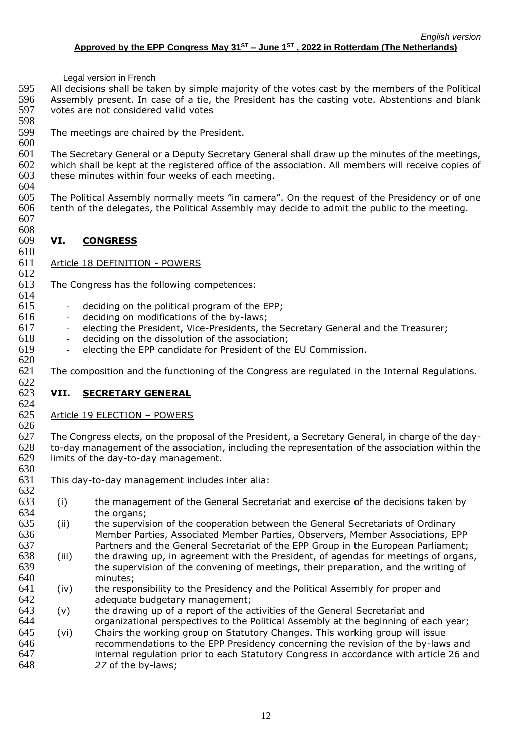Legal version in French

All decisions shall be taken by simple majority of the votes cast by the members of the Political Assembly present. In case of a tie, the President has the casting vote. Abstentions and blank votes are not considered valid votes

The meetings are chaired by the President.

The Secretary General or a Deputy Secretary General shall draw up the minutes of the meetings, which shall be kept at the registered office of the association. All members will receive copies of these minutes within four weeks of each meeting.

The Political Assembly normally meets "in camera". On the request of the Presidency or of one tenth of the delegates, the Political Assembly may decide to admit the public to the meeting.

## VI. CONGRESS

### Article 18 DEFINITION - POWERS

The Congress has the following competences:

- deciding on the political program of the EPP;
- deciding on modifications of the by-laws;
- electing the President, Vice-Presidents, the Secretary General and the Treasurer;
- deciding on the dissolution of the association;
- electing the EPP candidate for President of the EU Commission.

The composition and the functioning of the Congress are regulated in the Internal Regulations.

## VII. SECRETARY GENERAL

### Article 19 ELECTION – POWERS

The Congress elects, on the proposal of the President, a Secretary General, in charge of the day-to-day management of the association, including the representation of the association within the limits of the day-to-day management.

This day-to-day management includes inter alia:

(i) the management of the General Secretariat and exercise of the decisions taken by the organs;

(ii) the supervision of the cooperation between the General Secretariats of Ordinary Member Parties, Associated Member Parties, Observers, Member Associations, EPP Partners and the General Secretariat of the EPP Group in the European Parliament;

(iii) the drawing up, in agreement with the President, of agendas for meetings of organs, the supervision of the convening of meetings, their preparation, and the writing of minutes;

(iv) the responsibility to the Presidency and the Political Assembly for proper and adequate budgetary management;

(v) the drawing up of a report of the activities of the General Secretariat and organizational perspectives to the Political Assembly at the beginning of each year;

(vi) Chairs the working group on Statutory Changes. This working group will issue recommendations to the EPP Presidency concerning the revision of the by-laws and internal regulation prior to each Statutory Congress in accordance with article 26 and *27* of the by-laws;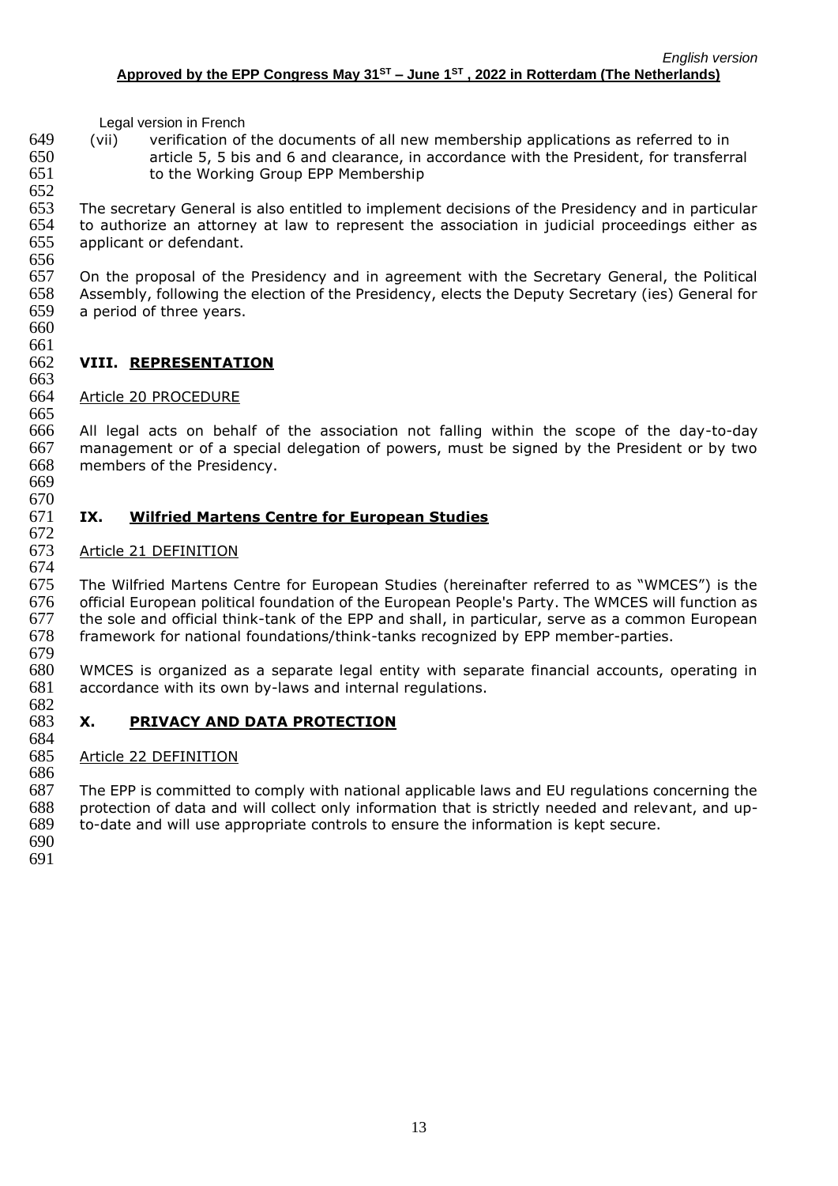(vii) verification of the documents of all new membership applications as referred to in article 5, 5 bis and 6 and clearance, in accordance with the President, for transferral to the Working Group EPP Membership

The secretary General is also entitled to implement decisions of the Presidency and in particular to authorize an attorney at law to represent the association in judicial proceedings either as applicant or defendant.

On the proposal of the Presidency and in agreement with the Secretary General, the Political Assembly, following the election of the Presidency, elects the Deputy Secretary (ies) General for a period of three years.

## VIII. REPRESENTATION

Article 20 PROCEDURE

All legal acts on behalf of the association not falling within the scope of the day-to-day management or of a special delegation of powers, must be signed by the President or by two members of the Presidency.

## IX. Wilfried Martens Centre for European Studies

Article 21 DEFINITION

The Wilfried Martens Centre for European Studies (hereinafter referred to as "WMCES") is the official European political foundation of the European People's Party. The WMCES will function as the sole and official think-tank of the EPP and shall, in particular, serve as a common European framework for national foundations/think-tanks recognized by EPP member-parties.

WMCES is organized as a separate legal entity with separate financial accounts, operating in accordance with its own by-laws and internal regulations.

## X. PRIVACY AND DATA PROTECTION

Article 22 DEFINITION

The EPP is committed to comply with national applicable laws and EU regulations concerning the protection of data and will collect only information that is strictly needed and relevant, and up-to-date and will use appropriate controls to ensure the information is kept secure.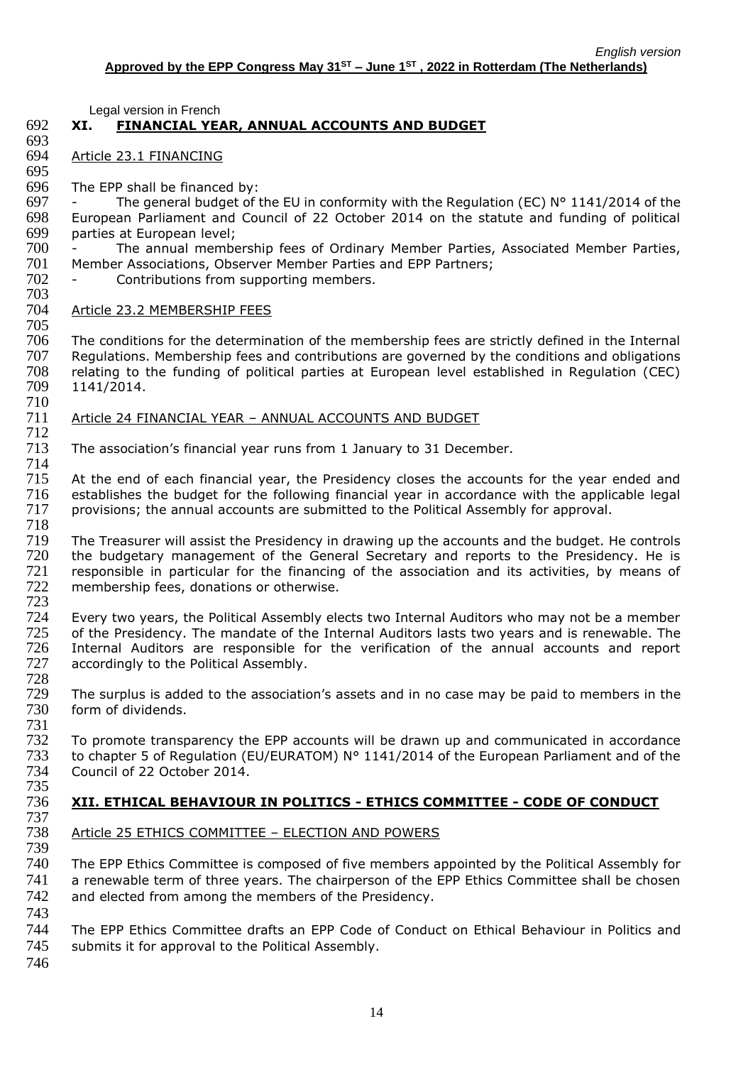Legal version in French

## XI. FINANCIAL YEAR, ANNUAL ACCOUNTS AND BUDGET

### Article 23.1 FINANCING

The EPP shall be financed by:

- The general budget of the EU in conformity with the Regulation (EC) N° 1141/2014 of the European Parliament and Council of 22 October 2014 on the statute and funding of political parties at European level;
- The annual membership fees of Ordinary Member Parties, Associated Member Parties, Member Associations, Observer Member Parties and EPP Partners;
- Contributions from supporting members.

### Article 23.2 MEMBERSHIP FEES

The conditions for the determination of the membership fees are strictly defined in the Internal Regulations. Membership fees and contributions are governed by the conditions and obligations relating to the funding of political parties at European level established in Regulation (CEC) 1141/2014.

### Article 24 FINANCIAL YEAR – ANNUAL ACCOUNTS AND BUDGET

The association's financial year runs from 1 January to 31 December.

At the end of each financial year, the Presidency closes the accounts for the year ended and establishes the budget for the following financial year in accordance with the applicable legal provisions; the annual accounts are submitted to the Political Assembly for approval.

The Treasurer will assist the Presidency in drawing up the accounts and the budget. He controls the budgetary management of the General Secretary and reports to the Presidency. He is responsible in particular for the financing of the association and its activities, by means of membership fees, donations or otherwise.

Every two years, the Political Assembly elects two Internal Auditors who may not be a member of the Presidency. The mandate of the Internal Auditors lasts two years and is renewable. The Internal Auditors are responsible for the verification of the annual accounts and report accordingly to the Political Assembly.

The surplus is added to the association's assets and in no case may be paid to members in the form of dividends.

To promote transparency the EPP accounts will be drawn up and communicated in accordance to chapter 5 of Regulation (EU/EURATOM) N° 1141/2014 of the European Parliament and of the Council of 22 October 2014.

## XII. ETHICAL BEHAVIOUR IN POLITICS - ETHICS COMMITTEE - CODE OF CONDUCT

### Article 25 ETHICS COMMITTEE – ELECTION AND POWERS

The EPP Ethics Committee is composed of five members appointed by the Political Assembly for a renewable term of three years. The chairperson of the EPP Ethics Committee shall be chosen and elected from among the members of the Presidency.

The EPP Ethics Committee drafts an EPP Code of Conduct on Ethical Behaviour in Politics and submits it for approval to the Political Assembly.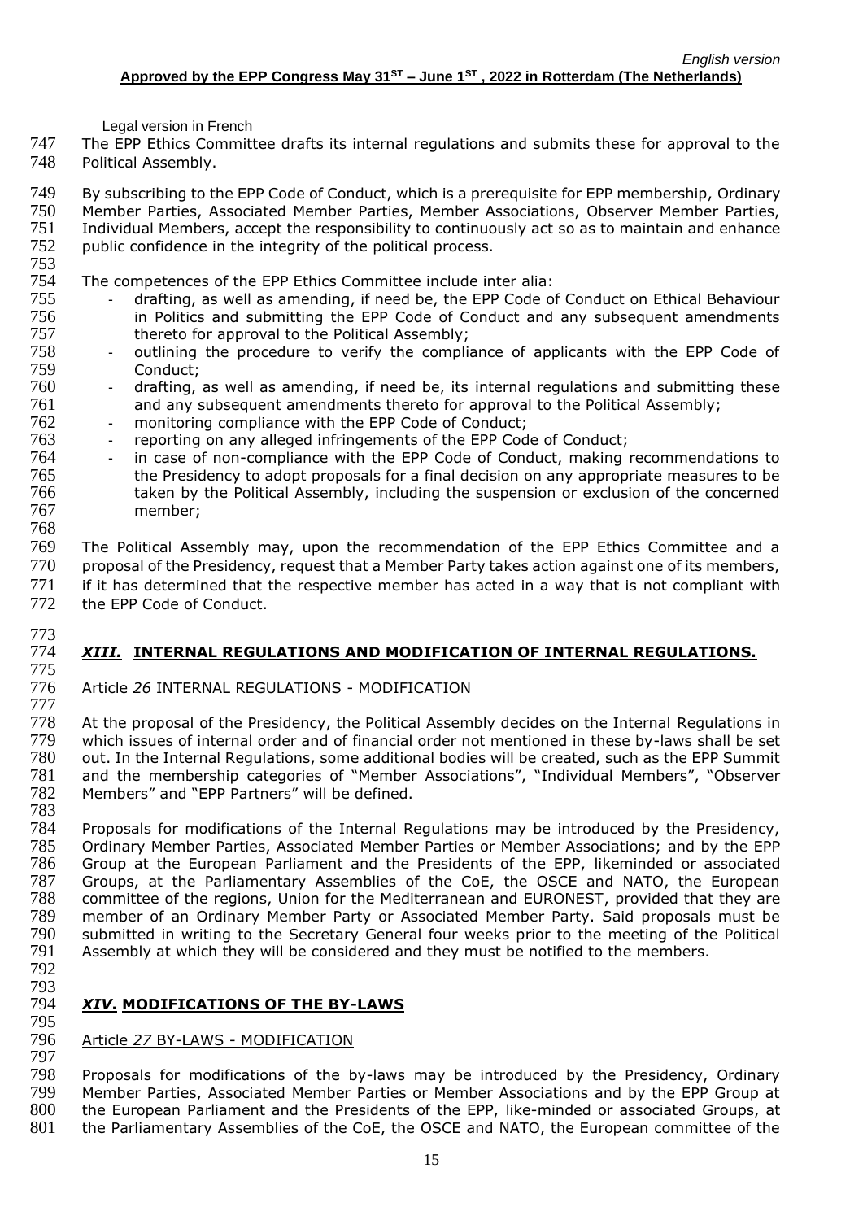The EPP Ethics Committee drafts its internal regulations and submits these for approval to the Political Assembly.

By subscribing to the EPP Code of Conduct, which is a prerequisite for EPP membership, Ordinary Member Parties, Associated Member Parties, Member Associations, Observer Member Parties, Individual Members, accept the responsibility to continuously act so as to maintain and enhance public confidence in the integrity of the political process.

The competences of the EPP Ethics Committee include inter alia:

- drafting, as well as amending, if need be, the EPP Code of Conduct on Ethical Behaviour in Politics and submitting the EPP Code of Conduct and any subsequent amendments thereto for approval to the Political Assembly;
- outlining the procedure to verify the compliance of applicants with the EPP Code of Conduct;
- drafting, as well as amending, if need be, its internal regulations and submitting these and any subsequent amendments thereto for approval to the Political Assembly;
- monitoring compliance with the EPP Code of Conduct;
- reporting on any alleged infringements of the EPP Code of Conduct;
- in case of non-compliance with the EPP Code of Conduct, making recommendations to the Presidency to adopt proposals for a final decision on any appropriate measures to be taken by the Political Assembly, including the suspension or exclusion of the concerned member;

The Political Assembly may, upon the recommendation of the EPP Ethics Committee and a proposal of the Presidency, request that a Member Party takes action against one of its members, if it has determined that the respective member has acted in a way that is not compliant with the EPP Code of Conduct.

## *XIII.* INTERNAL REGULATIONS AND MODIFICATION OF INTERNAL REGULATIONS.

### Article *26* INTERNAL REGULATIONS - MODIFICATION

At the proposal of the Presidency, the Political Assembly decides on the Internal Regulations in which issues of internal order and of financial order not mentioned in these by-laws shall be set out. In the Internal Regulations, some additional bodies will be created, such as the EPP Summit and the membership categories of "Member Associations", "Individual Members", "Observer Members" and "EPP Partners" will be defined.

Proposals for modifications of the Internal Regulations may be introduced by the Presidency, Ordinary Member Parties, Associated Member Parties or Member Associations; and by the EPP Group at the European Parliament and the Presidents of the EPP, likeminded or associated Groups, at the Parliamentary Assemblies of the CoE, the OSCE and NATO, the European committee of the regions, Union for the Mediterranean and EURONEST, provided that they are member of an Ordinary Member Party or Associated Member Party. Said proposals must be submitted in writing to the Secretary General four weeks prior to the meeting of the Political Assembly at which they will be considered and they must be notified to the members.

## *XIV*. MODIFICATIONS OF THE BY-LAWS

### Article *27* BY-LAWS - MODIFICATION

Proposals for modifications of the by-laws may be introduced by the Presidency, Ordinary Member Parties, Associated Member Parties or Member Associations and by the EPP Group at the European Parliament and the Presidents of the EPP, like-minded or associated Groups, at the Parliamentary Assemblies of the CoE, the OSCE and NATO, the European committee of the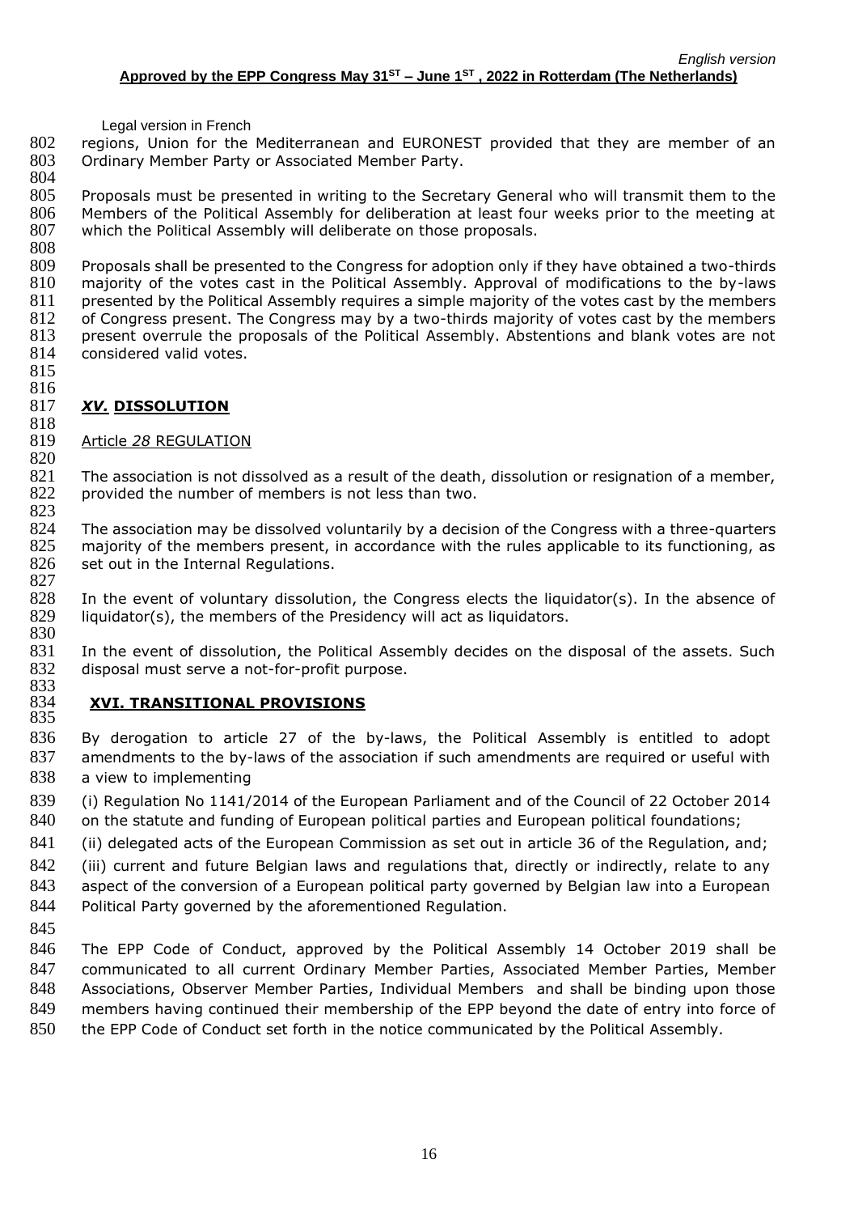regions, Union for the Mediterranean and EURONEST provided that they are member of an Ordinary Member Party or Associated Member Party.

Proposals must be presented in writing to the Secretary General who will transmit them to the Members of the Political Assembly for deliberation at least four weeks prior to the meeting at which the Political Assembly will deliberate on those proposals.

Proposals shall be presented to the Congress for adoption only if they have obtained a two-thirds majority of the votes cast in the Political Assembly. Approval of modifications to the by-laws presented by the Political Assembly requires a simple majority of the votes cast by the members of Congress present. The Congress may by a two-thirds majority of votes cast by the members present overrule the proposals of the Political Assembly. Abstentions and blank votes are not considered valid votes.

## ***XV.* DISSOLUTION**

### Article *28* REGULATION

The association is not dissolved as a result of the death, dissolution or resignation of a member, provided the number of members is not less than two.

The association may be dissolved voluntarily by a decision of the Congress with a three-quarters majority of the members present, in accordance with the rules applicable to its functioning, as set out in the Internal Regulations.

In the event of voluntary dissolution, the Congress elects the liquidator(s). In the absence of liquidator(s), the members of the Presidency will act as liquidators.

In the event of dissolution, the Political Assembly decides on the disposal of the assets. Such disposal must serve a not-for-profit purpose.

## **XVI. TRANSITIONAL PROVISIONS**

By derogation to article 27 of the by-laws, the Political Assembly is entitled to adopt amendments to the by-laws of the association if such amendments are required or useful with a view to implementing

(i) Regulation No 1141/2014 of the European Parliament and of the Council of 22 October 2014 on the statute and funding of European political parties and European political foundations;

(ii) delegated acts of the European Commission as set out in article 36 of the Regulation, and;

(iii) current and future Belgian laws and regulations that, directly or indirectly, relate to any aspect of the conversion of a European political party governed by Belgian law into a European Political Party governed by the aforementioned Regulation.

The EPP Code of Conduct, approved by the Political Assembly 14 October 2019 shall be communicated to all current Ordinary Member Parties, Associated Member Parties, Member Associations, Observer Member Parties, Individual Members and shall be binding upon those members having continued their membership of the EPP beyond the date of entry into force of the EPP Code of Conduct set forth in the notice communicated by the Political Assembly.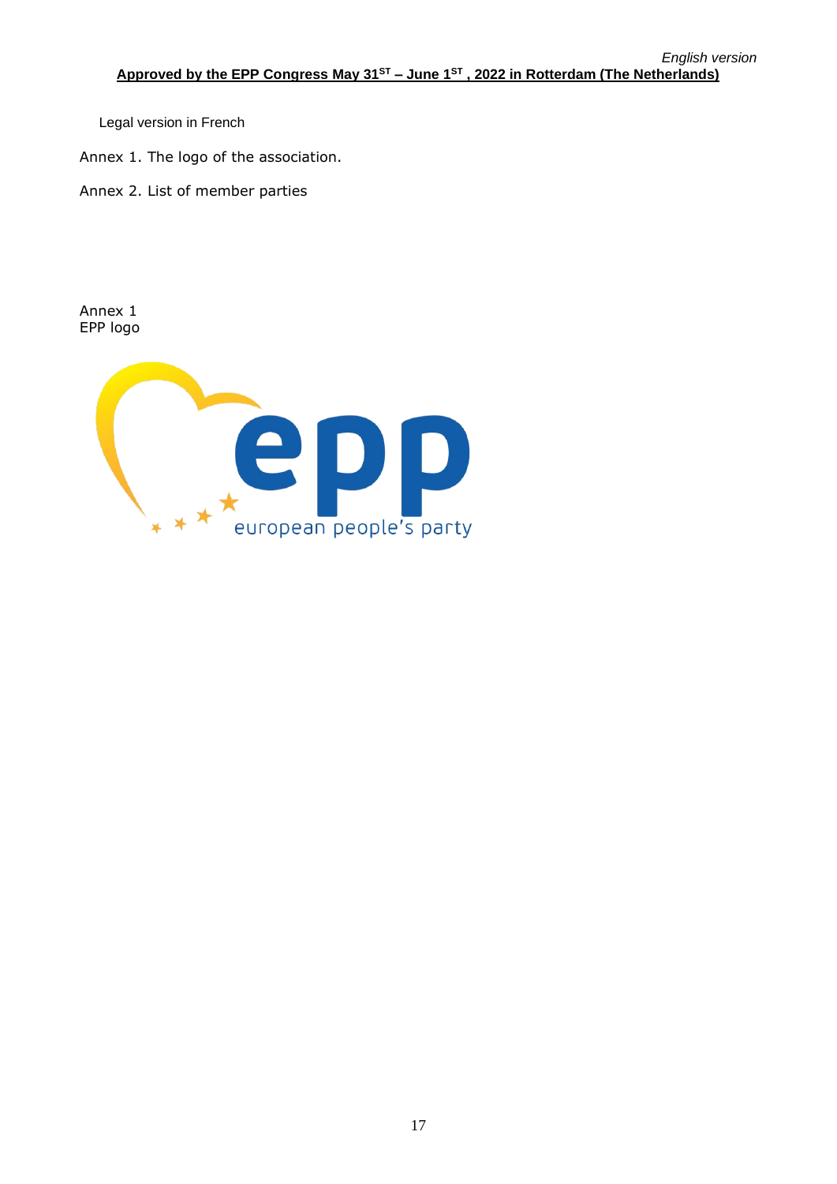*English version*

**Approved by the EPP Congress May 31ST – June 1ST , 2022 in Rotterdam (The Netherlands)**

Legal version in French

Annex 1. The logo of the association.

Annex 2. List of member parties

Annex 1
EPP logo

epp
european people's party